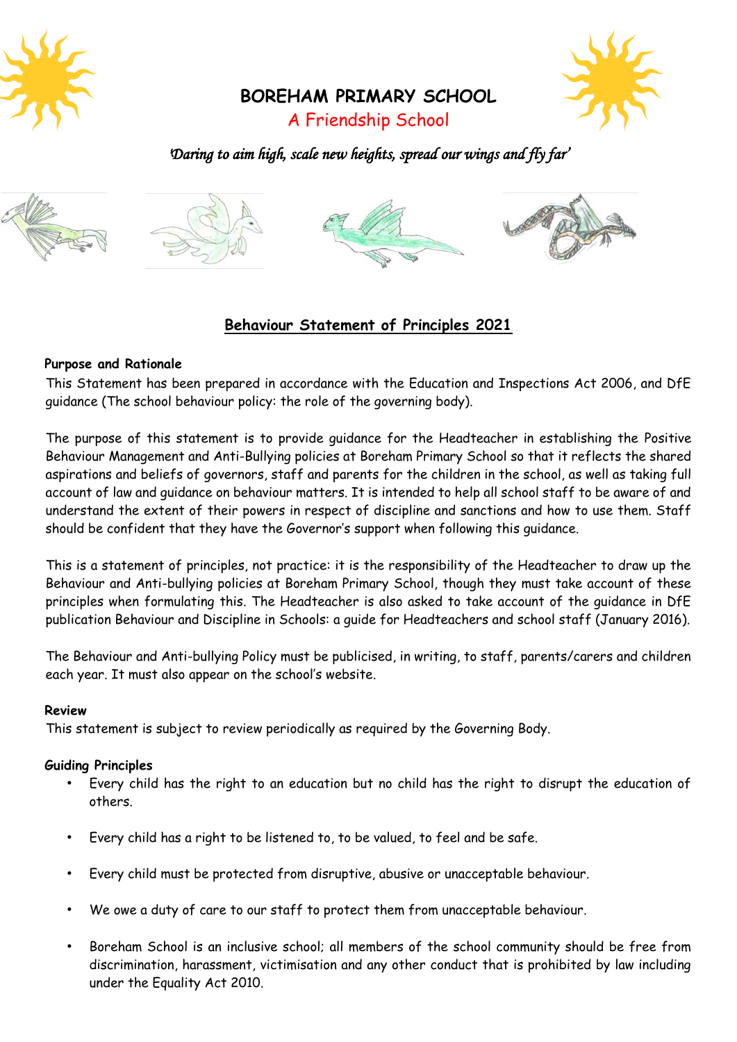# BOREHAM PRIMARY SCHOOL

A Friendship School

*'Daring to aim high, scale new heights, spread our wings and fly far'*

## Behaviour Statement of Principles 2021

### Purpose and Rationale

This Statement has been prepared in accordance with the Education and Inspections Act 2006, and DfE guidance (The school behaviour policy: the role of the governing body).

The purpose of this statement is to provide guidance for the Headteacher in establishing the Positive Behaviour Management and Anti-Bullying policies at Boreham Primary School so that it reflects the shared aspirations and beliefs of governors, staff and parents for the children in the school, as well as taking full account of law and guidance on behaviour matters. It is intended to help all school staff to be aware of and understand the extent of their powers in respect of discipline and sanctions and how to use them. Staff should be confident that they have the Governor's support when following this guidance.

This is a statement of principles, not practice: it is the responsibility of the Headteacher to draw up the Behaviour and Anti-bullying policies at Boreham Primary School, though they must take account of these principles when formulating this. The Headteacher is also asked to take account of the guidance in DfE publication Behaviour and Discipline in Schools: a guide for Headteachers and school staff (January 2016).

The Behaviour and Anti-bullying Policy must be publicised, in writing, to staff, parents/carers and children each year. It must also appear on the school's website.

### Review

This statement is subject to review periodically as required by the Governing Body.

### Guiding Principles

- Every child has the right to an education but no child has the right to disrupt the education of others.
- Every child has a right to be listened to, to be valued, to feel and be safe.
- Every child must be protected from disruptive, abusive or unacceptable behaviour.
- We owe a duty of care to our staff to protect them from unacceptable behaviour.
- Boreham School is an inclusive school; all members of the school community should be free from discrimination, harassment, victimisation and any other conduct that is prohibited by law including under the Equality Act 2010.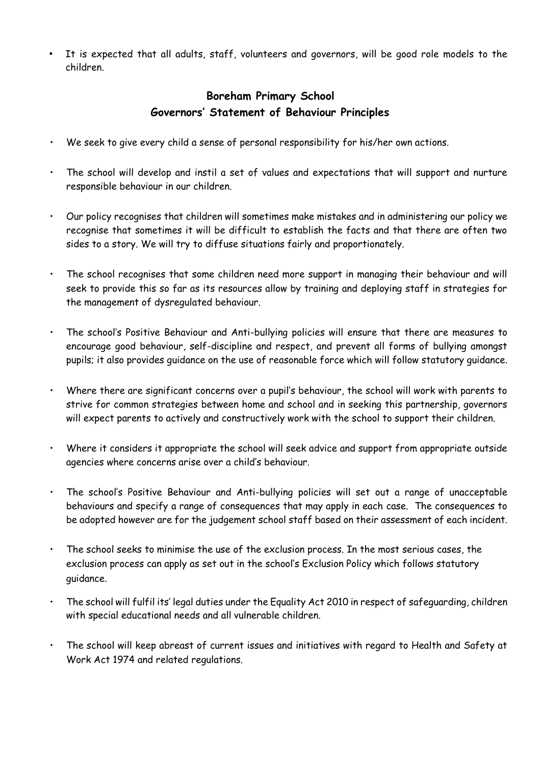- It is expected that all adults, staff, volunteers and governors, will be good role models to the children.

## Boreham Primary School
## *Governors' Statement of Behaviour Principles*

- We seek to give every child a sense of personal responsibility for his/her own actions.
- The school will develop and instil a set of values and expectations that will support and nurture responsible behaviour in our children.
- Our policy recognises that children will sometimes make mistakes and in administering our policy we recognise that sometimes it will be difficult to establish the facts and that there are often two sides to a story. We will try to diffuse situations fairly and proportionately.
- The school recognises that some children need more support in managing their behaviour and will seek to provide this so far as its resources allow by training and deploying staff in strategies for the management of dysregulated behaviour.
- The school's Positive Behaviour and Anti-bullying policies will ensure that there are measures to encourage good behaviour, self-discipline and respect, and prevent all forms of bullying amongst pupils; it also provides guidance on the use of reasonable force which will follow statutory guidance.
- Where there are significant concerns over a pupil's behaviour, the school will work with parents to strive for common strategies between home and school and in seeking this partnership, governors will expect parents to actively and constructively work with the school to support their children.
- Where it considers it appropriate the school will seek advice and support from appropriate outside agencies where concerns arise over a child's behaviour.
- The school's Positive Behaviour and Anti-bullying policies will set out a range of unacceptable behaviours and specify a range of consequences that may apply in each case. The consequences to be adopted however are for the judgement school staff based on their assessment of each incident.
- The school seeks to minimise the use of the exclusion process. In the most serious cases, the exclusion process can apply as set out in the school's Exclusion Policy which follows statutory guidance.
- The school will fulfil its' legal duties under the Equality Act 2010 in respect of safeguarding, children with special educational needs and all vulnerable children.
- The school will keep abreast of current issues and initiatives with regard to Health and Safety at Work Act 1974 and related regulations.